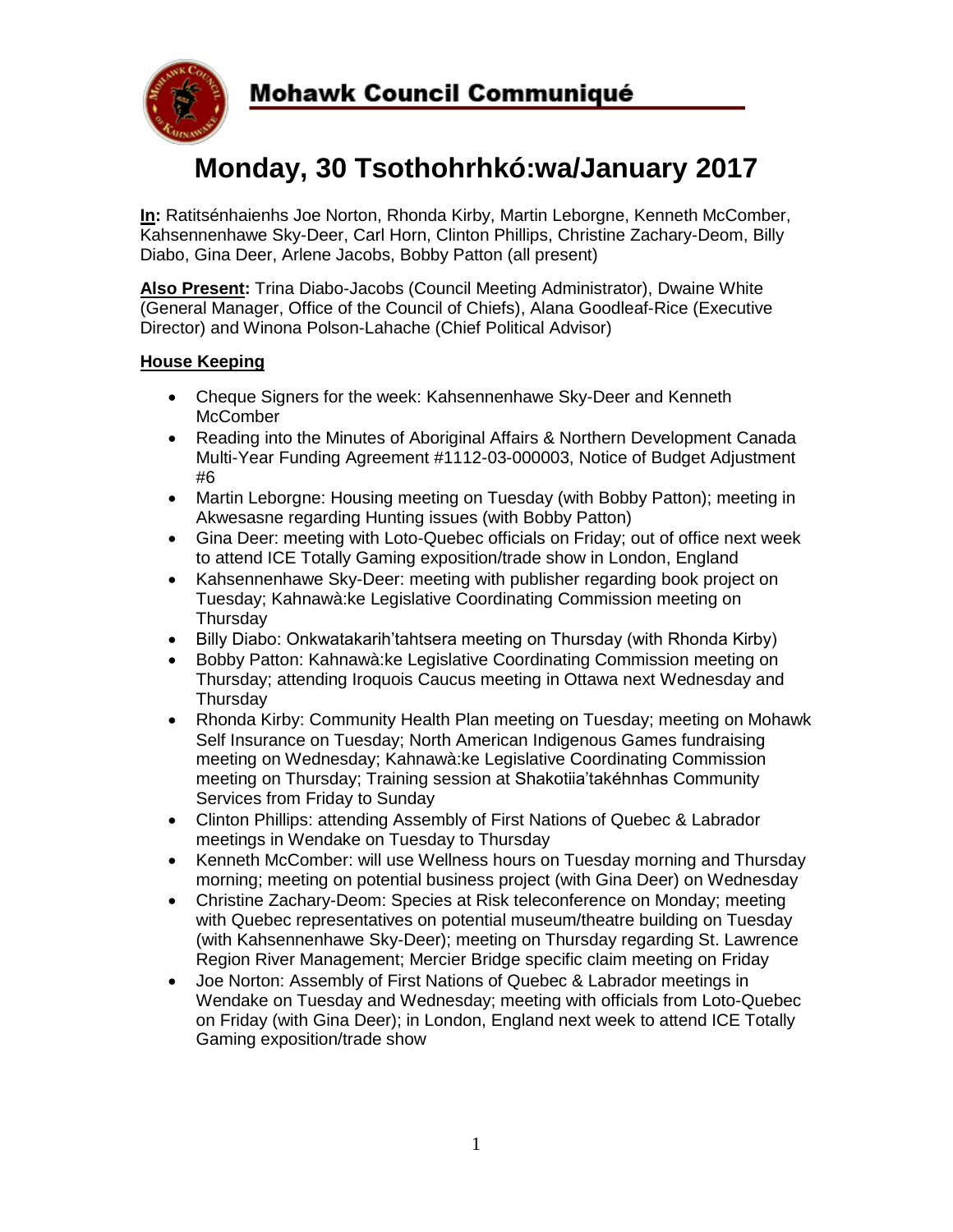# Mohawk Council Communiqué

## Monday, 30 Tsothohrhkó:wa/January 2017

**In:** Ratitsénhaienhs Joe Norton, Rhonda Kirby, Martin Leborgne, Kenneth McComber, Kahsennenhawe Sky-Deer, Carl Horn, Clinton Phillips, Christine Zachary-Deom, Billy Diabo, Gina Deer, Arlene Jacobs, Bobby Patton (all present)

**Also Present:** Trina Diabo-Jacobs (Council Meeting Administrator), Dwaine White (General Manager, Office of the Council of Chiefs), Alana Goodleaf-Rice (Executive Director) and Winona Polson-Lahache (Chief Political Advisor)

### House Keeping

- Cheque Signers for the week: Kahsennenhawe Sky-Deer and Kenneth McComber
- Reading into the Minutes of Aboriginal Affairs & Northern Development Canada Multi-Year Funding Agreement #1112-03-000003, Notice of Budget Adjustment #6
- Martin Leborgne: Housing meeting on Tuesday (with Bobby Patton); meeting in Akwesasne regarding Hunting issues (with Bobby Patton)
- Gina Deer: meeting with Loto-Quebec officials on Friday; out of office next week to attend ICE Totally Gaming exposition/trade show in London, England
- Kahsennenhawe Sky-Deer: meeting with publisher regarding book project on Tuesday; Kahnawà:ke Legislative Coordinating Commission meeting on Thursday
- Billy Diabo: Onkwatakarih'tahtsera meeting on Thursday (with Rhonda Kirby)
- Bobby Patton: Kahnawà:ke Legislative Coordinating Commission meeting on Thursday; attending Iroquois Caucus meeting in Ottawa next Wednesday and Thursday
- Rhonda Kirby: Community Health Plan meeting on Tuesday; meeting on Mohawk Self Insurance on Tuesday; North American Indigenous Games fundraising meeting on Wednesday; Kahnawà:ke Legislative Coordinating Commission meeting on Thursday; Training session at Shakotiia'takéhnhas Community Services from Friday to Sunday
- Clinton Phillips: attending Assembly of First Nations of Quebec & Labrador meetings in Wendake on Tuesday to Thursday
- Kenneth McComber: will use Wellness hours on Tuesday morning and Thursday morning; meeting on potential business project (with Gina Deer) on Wednesday
- Christine Zachary-Deom: Species at Risk teleconference on Monday; meeting with Quebec representatives on potential museum/theatre building on Tuesday (with Kahsennenhawe Sky-Deer); meeting on Thursday regarding St. Lawrence Region River Management; Mercier Bridge specific claim meeting on Friday
- Joe Norton: Assembly of First Nations of Quebec & Labrador meetings in Wendake on Tuesday and Wednesday; meeting with officials from Loto-Quebec on Friday (with Gina Deer); in London, England next week to attend ICE Totally Gaming exposition/trade show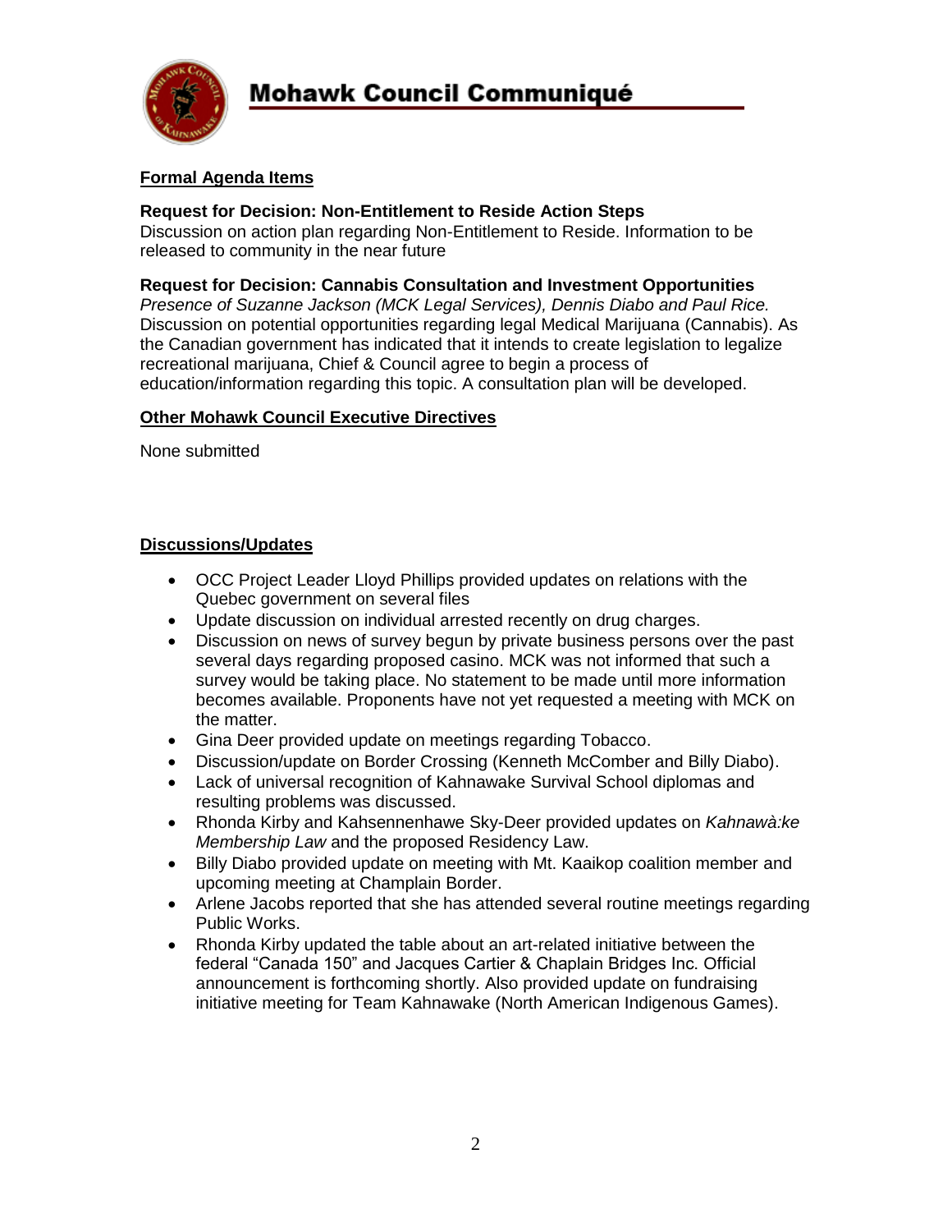# Mohawk Council Communiqué

**Formal Agenda Items**

**Request for Decision: Non-Entitlement to Reside Action Steps**

Discussion on action plan regarding Non-Entitlement to Reside. Information to be released to community in the near future

**Request for Decision: Cannabis Consultation and Investment Opportunities**

*Presence of Suzanne Jackson (MCK Legal Services), Dennis Diabo and Paul Rice.* Discussion on potential opportunities regarding legal Medical Marijuana (Cannabis). As the Canadian government has indicated that it intends to create legislation to legalize recreational marijuana, Chief & Council agree to begin a process of education/information regarding this topic. A consultation plan will be developed.

**Other Mohawk Council Executive Directives**

None submitted

**Discussions/Updates**

- OCC Project Leader Lloyd Phillips provided updates on relations with the Quebec government on several files
- Update discussion on individual arrested recently on drug charges.
- Discussion on news of survey begun by private business persons over the past several days regarding proposed casino. MCK was not informed that such a survey would be taking place. No statement to be made until more information becomes available. Proponents have not yet requested a meeting with MCK on the matter.
- Gina Deer provided update on meetings regarding Tobacco.
- Discussion/update on Border Crossing (Kenneth McComber and Billy Diabo).
- Lack of universal recognition of Kahnawake Survival School diplomas and resulting problems was discussed.
- Rhonda Kirby and Kahsennenhawe Sky-Deer provided updates on *Kahnawà:ke Membership Law* and the proposed Residency Law.
- Billy Diabo provided update on meeting with Mt. Kaaikop coalition member and upcoming meeting at Champlain Border.
- Arlene Jacobs reported that she has attended several routine meetings regarding Public Works.
- Rhonda Kirby updated the table about an art-related initiative between the federal "Canada 150" and Jacques Cartier & Chaplain Bridges Inc. Official announcement is forthcoming shortly. Also provided update on fundraising initiative meeting for Team Kahnawake (North American Indigenous Games).